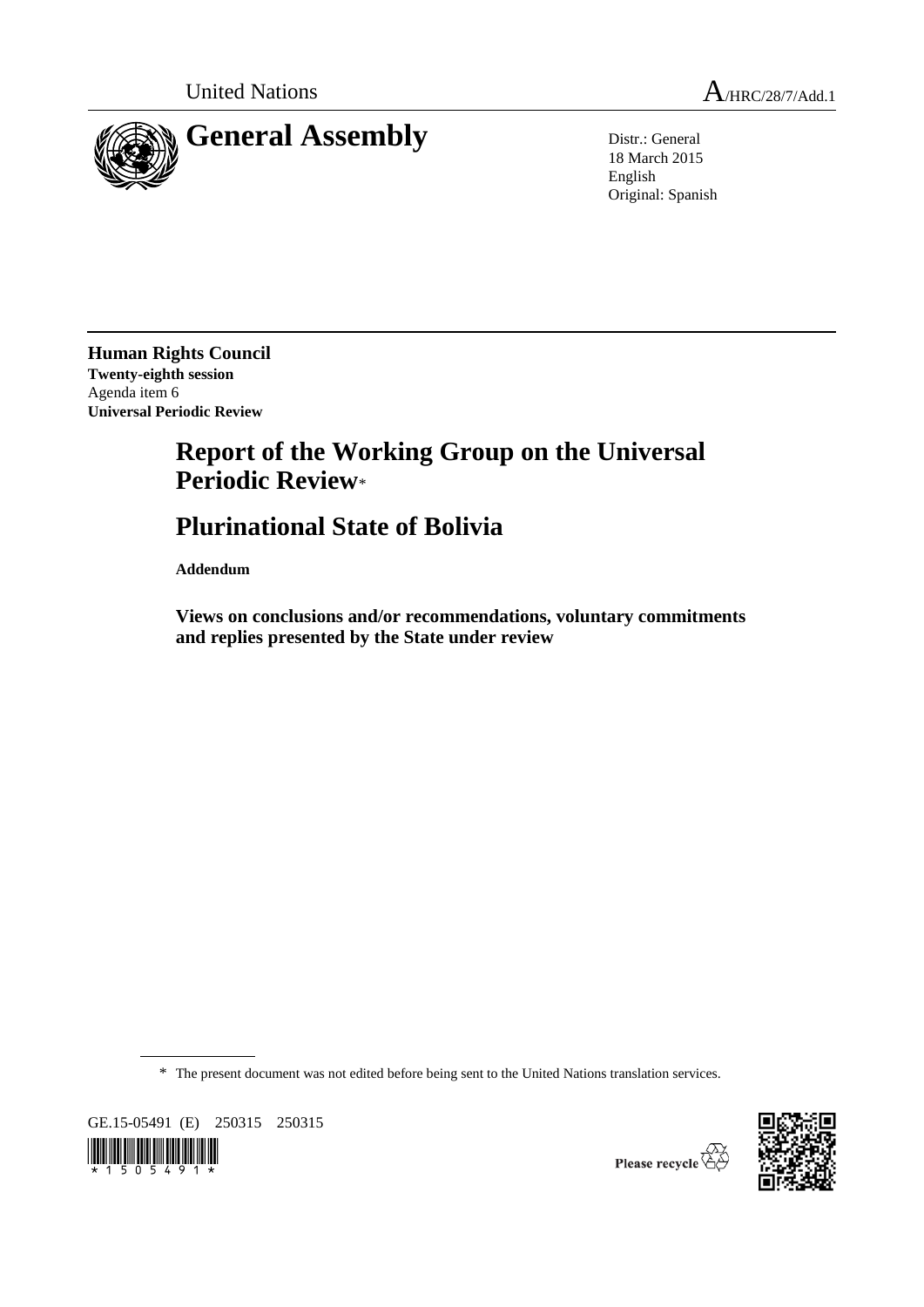United Nations A/HRC/28/7/Add.1

# General Assembly

Distr.: General
18 March 2015
English
Original: Spanish

**Human Rights Council**
**Twenty-eighth session**
Agenda item 6
**Universal Periodic Review**

# Report of the Working Group on the Universal Periodic Review*

# Plurinational State of Bolivia

**Addendum**

**Views on conclusions and/or recommendations, voluntary commitments and replies presented by the State under review**

\* The present document was not edited before being sent to the United Nations translation services.

GE.15-05491 (E) 250315 250315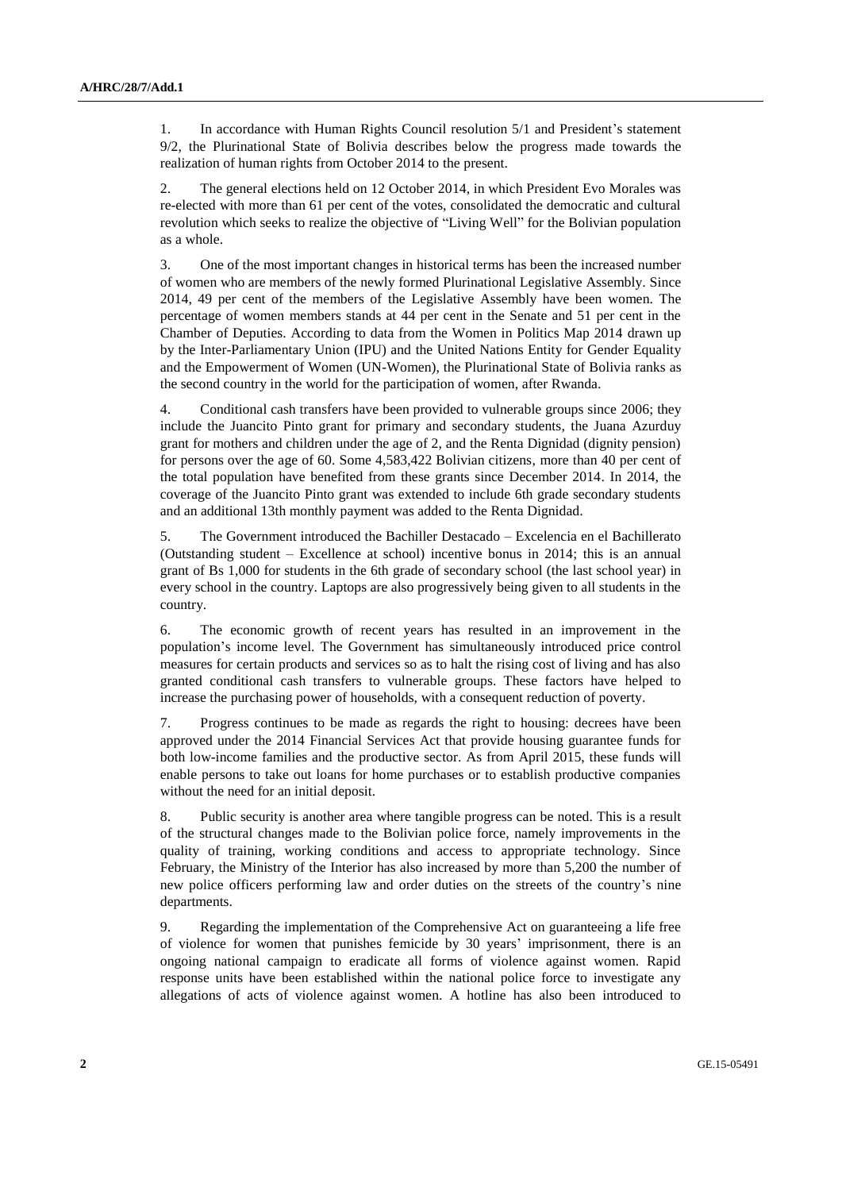1. In accordance with Human Rights Council resolution 5/1 and President's statement 9/2, the Plurinational State of Bolivia describes below the progress made towards the realization of human rights from October 2014 to the present.

2. The general elections held on 12 October 2014, in which President Evo Morales was re-elected with more than 61 per cent of the votes, consolidated the democratic and cultural revolution which seeks to realize the objective of "Living Well" for the Bolivian population as a whole.

3. One of the most important changes in historical terms has been the increased number of women who are members of the newly formed Plurinational Legislative Assembly. Since 2014, 49 per cent of the members of the Legislative Assembly have been women. The percentage of women members stands at 44 per cent in the Senate and 51 per cent in the Chamber of Deputies. According to data from the Women in Politics Map 2014 drawn up by the Inter-Parliamentary Union (IPU) and the United Nations Entity for Gender Equality and the Empowerment of Women (UN-Women), the Plurinational State of Bolivia ranks as the second country in the world for the participation of women, after Rwanda.

4. Conditional cash transfers have been provided to vulnerable groups since 2006; they include the Juancito Pinto grant for primary and secondary students, the Juana Azurduy grant for mothers and children under the age of 2, and the Renta Dignidad (dignity pension) for persons over the age of 60. Some 4,583,422 Bolivian citizens, more than 40 per cent of the total population have benefited from these grants since December 2014. In 2014, the coverage of the Juancito Pinto grant was extended to include 6th grade secondary students and an additional 13th monthly payment was added to the Renta Dignidad.

5. The Government introduced the Bachiller Destacado – Excelencia en el Bachillerato (Outstanding student – Excellence at school) incentive bonus in 2014; this is an annual grant of Bs 1,000 for students in the 6th grade of secondary school (the last school year) in every school in the country. Laptops are also progressively being given to all students in the country.

6. The economic growth of recent years has resulted in an improvement in the population's income level. The Government has simultaneously introduced price control measures for certain products and services so as to halt the rising cost of living and has also granted conditional cash transfers to vulnerable groups. These factors have helped to increase the purchasing power of households, with a consequent reduction of poverty.

7. Progress continues to be made as regards the right to housing: decrees have been approved under the 2014 Financial Services Act that provide housing guarantee funds for both low-income families and the productive sector. As from April 2015, these funds will enable persons to take out loans for home purchases or to establish productive companies without the need for an initial deposit.

8. Public security is another area where tangible progress can be noted. This is a result of the structural changes made to the Bolivian police force, namely improvements in the quality of training, working conditions and access to appropriate technology. Since February, the Ministry of the Interior has also increased by more than 5,200 the number of new police officers performing law and order duties on the streets of the country's nine departments.

9. Regarding the implementation of the Comprehensive Act on guaranteeing a life free of violence for women that punishes femicide by 30 years' imprisonment, there is an ongoing national campaign to eradicate all forms of violence against women. Rapid response units have been established within the national police force to investigate any allegations of acts of violence against women. A hotline has also been introduced to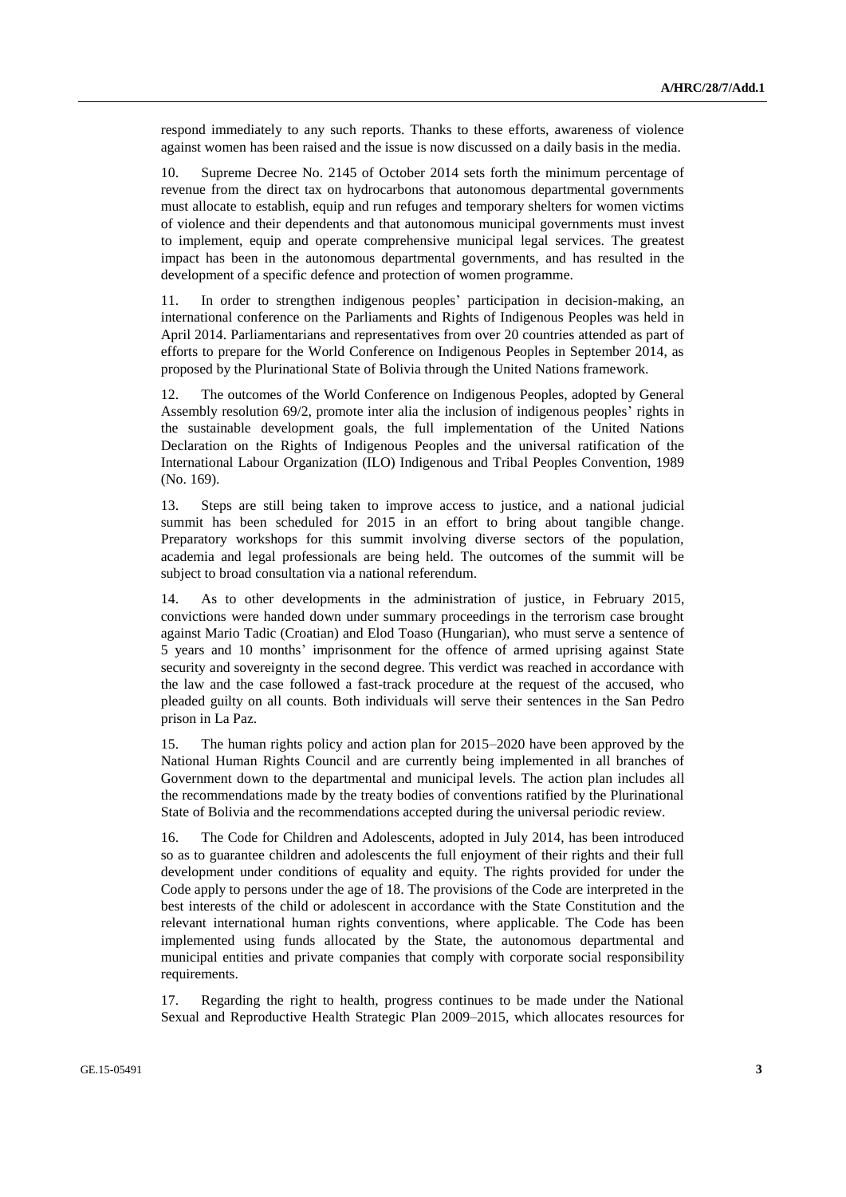respond immediately to any such reports. Thanks to these efforts, awareness of violence against women has been raised and the issue is now discussed on a daily basis in the media.

10. Supreme Decree No. 2145 of October 2014 sets forth the minimum percentage of revenue from the direct tax on hydrocarbons that autonomous departmental governments must allocate to establish, equip and run refuges and temporary shelters for women victims of violence and their dependents and that autonomous municipal governments must invest to implement, equip and operate comprehensive municipal legal services. The greatest impact has been in the autonomous departmental governments, and has resulted in the development of a specific defence and protection of women programme.

11. In order to strengthen indigenous peoples' participation in decision-making, an international conference on the Parliaments and Rights of Indigenous Peoples was held in April 2014. Parliamentarians and representatives from over 20 countries attended as part of efforts to prepare for the World Conference on Indigenous Peoples in September 2014, as proposed by the Plurinational State of Bolivia through the United Nations framework.

12. The outcomes of the World Conference on Indigenous Peoples, adopted by General Assembly resolution 69/2, promote inter alia the inclusion of indigenous peoples' rights in the sustainable development goals, the full implementation of the United Nations Declaration on the Rights of Indigenous Peoples and the universal ratification of the International Labour Organization (ILO) Indigenous and Tribal Peoples Convention, 1989 (No. 169).

13. Steps are still being taken to improve access to justice, and a national judicial summit has been scheduled for 2015 in an effort to bring about tangible change. Preparatory workshops for this summit involving diverse sectors of the population, academia and legal professionals are being held. The outcomes of the summit will be subject to broad consultation via a national referendum.

14. As to other developments in the administration of justice, in February 2015, convictions were handed down under summary proceedings in the terrorism case brought against Mario Tadic (Croatian) and Elod Toaso (Hungarian), who must serve a sentence of 5 years and 10 months' imprisonment for the offence of armed uprising against State security and sovereignty in the second degree. This verdict was reached in accordance with the law and the case followed a fast-track procedure at the request of the accused, who pleaded guilty on all counts. Both individuals will serve their sentences in the San Pedro prison in La Paz.

15. The human rights policy and action plan for 2015–2020 have been approved by the National Human Rights Council and are currently being implemented in all branches of Government down to the departmental and municipal levels. The action plan includes all the recommendations made by the treaty bodies of conventions ratified by the Plurinational State of Bolivia and the recommendations accepted during the universal periodic review.

16. The Code for Children and Adolescents, adopted in July 2014, has been introduced so as to guarantee children and adolescents the full enjoyment of their rights and their full development under conditions of equality and equity. The rights provided for under the Code apply to persons under the age of 18. The provisions of the Code are interpreted in the best interests of the child or adolescent in accordance with the State Constitution and the relevant international human rights conventions, where applicable. The Code has been implemented using funds allocated by the State, the autonomous departmental and municipal entities and private companies that comply with corporate social responsibility requirements.

17. Regarding the right to health, progress continues to be made under the National Sexual and Reproductive Health Strategic Plan 2009–2015, which allocates resources for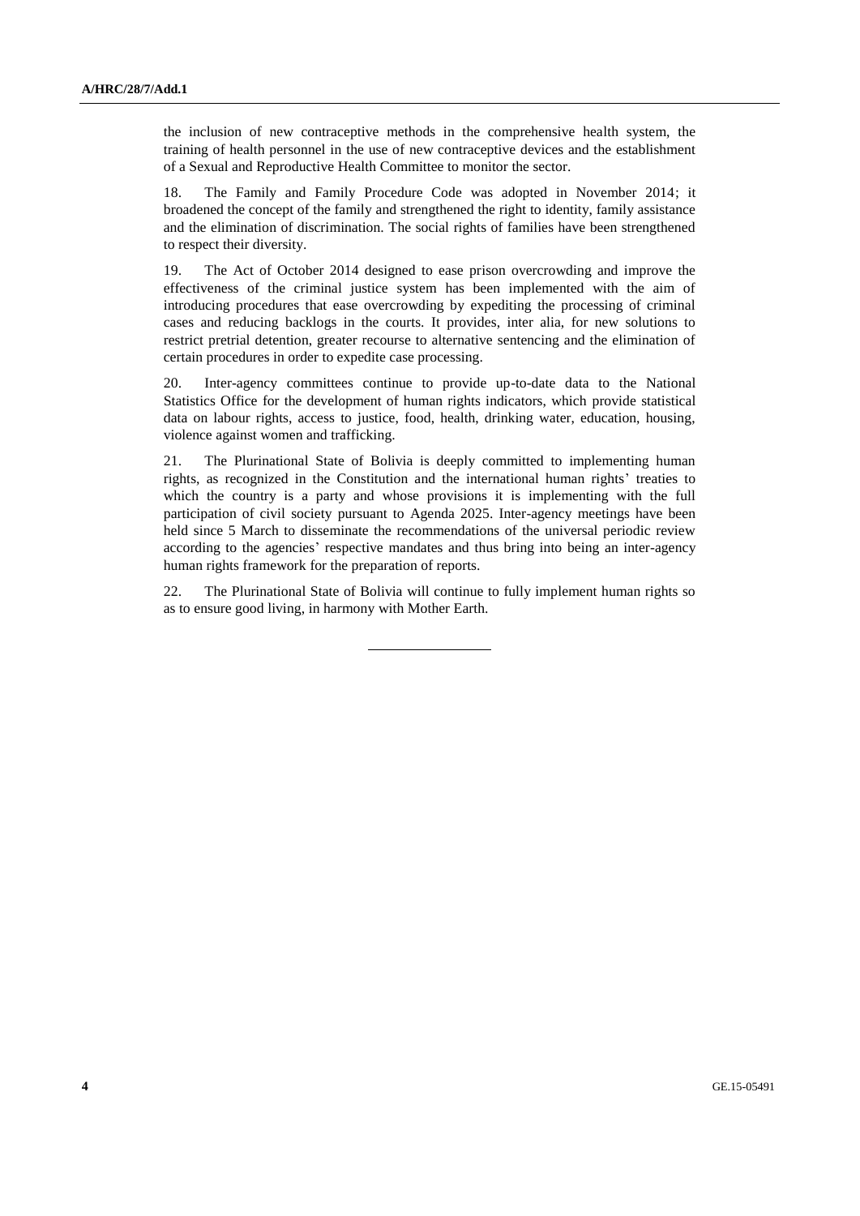the inclusion of new contraceptive methods in the comprehensive health system, the training of health personnel in the use of new contraceptive devices and the establishment of a Sexual and Reproductive Health Committee to monitor the sector.

18. The Family and Family Procedure Code was adopted in November 2014; it broadened the concept of the family and strengthened the right to identity, family assistance and the elimination of discrimination. The social rights of families have been strengthened to respect their diversity.

19. The Act of October 2014 designed to ease prison overcrowding and improve the effectiveness of the criminal justice system has been implemented with the aim of introducing procedures that ease overcrowding by expediting the processing of criminal cases and reducing backlogs in the courts. It provides, inter alia, for new solutions to restrict pretrial detention, greater recourse to alternative sentencing and the elimination of certain procedures in order to expedite case processing.

20. Inter-agency committees continue to provide up-to-date data to the National Statistics Office for the development of human rights indicators, which provide statistical data on labour rights, access to justice, food, health, drinking water, education, housing, violence against women and trafficking.

21. The Plurinational State of Bolivia is deeply committed to implementing human rights, as recognized in the Constitution and the international human rights' treaties to which the country is a party and whose provisions it is implementing with the full participation of civil society pursuant to Agenda 2025. Inter-agency meetings have been held since 5 March to disseminate the recommendations of the universal periodic review according to the agencies' respective mandates and thus bring into being an inter-agency human rights framework for the preparation of reports.

22. The Plurinational State of Bolivia will continue to fully implement human rights so as to ensure good living, in harmony with Mother Earth.